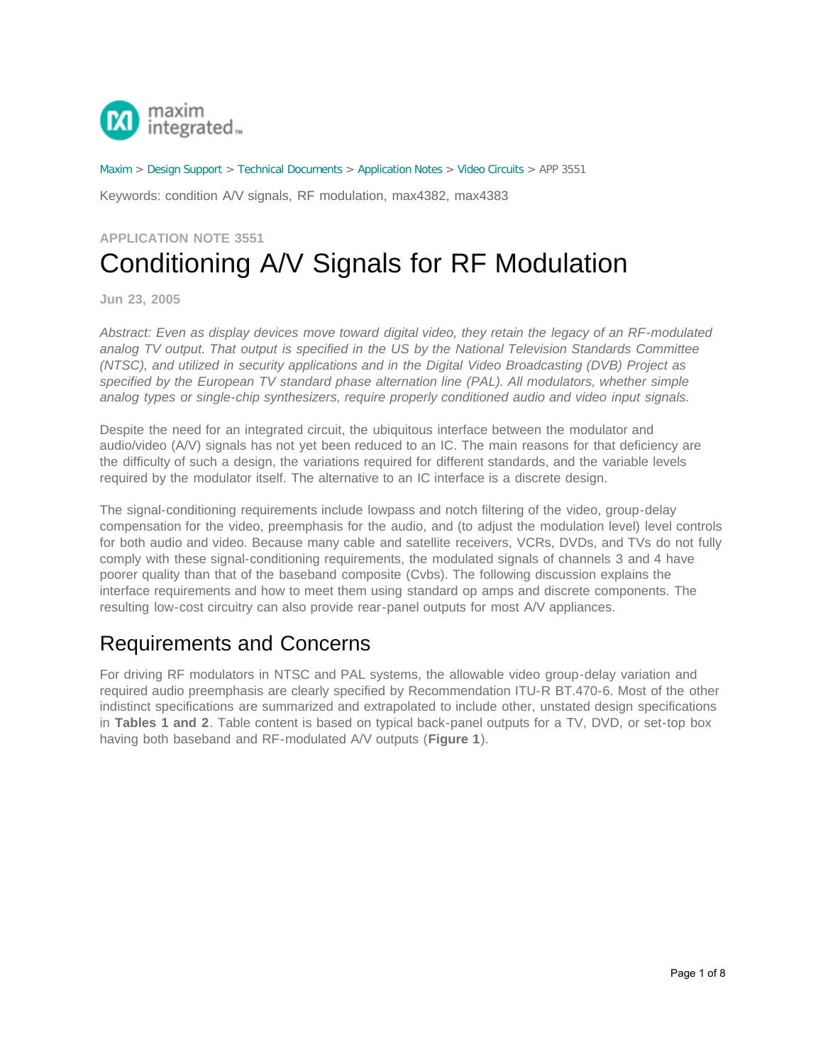Maxim > Design Support > Technical Documents > Application Notes > Video Circuits > APP 3551

Keywords: condition A/V signals, RF modulation, max4382, max4383

**APPLICATION NOTE 3551**

# Conditioning A/V Signals for RF Modulation

**Jun 23, 2005**

*Abstract: Even as display devices move toward digital video, they retain the legacy of an RF-modulated analog TV output. That output is specified in the US by the National Television Standards Committee (NTSC), and utilized in security applications and in the Digital Video Broadcasting (DVB) Project as specified by the European TV standard phase alternation line (PAL). All modulators, whether simple analog types or single-chip synthesizers, require properly conditioned audio and video input signals.*

Despite the need for an integrated circuit, the ubiquitous interface between the modulator and audio/video (A/V) signals has not yet been reduced to an IC. The main reasons for that deficiency are the difficulty of such a design, the variations required for different standards, and the variable levels required by the modulator itself. The alternative to an IC interface is a discrete design.

The signal-conditioning requirements include lowpass and notch filtering of the video, group-delay compensation for the video, preemphasis for the audio, and (to adjust the modulation level) level controls for both audio and video. Because many cable and satellite receivers, VCRs, DVDs, and TVs do not fully comply with these signal-conditioning requirements, the modulated signals of channels 3 and 4 have poorer quality than that of the baseband composite (Cvbs). The following discussion explains the interface requirements and how to meet them using standard op amps and discrete components. The resulting low-cost circuitry can also provide rear-panel outputs for most A/V appliances.

## Requirements and Concerns

For driving RF modulators in NTSC and PAL systems, the allowable video group-delay variation and required audio preemphasis are clearly specified by Recommendation ITU-R BT.470-6. Most of the other indistinct specifications are summarized and extrapolated to include other, unstated design specifications in **Tables 1 and 2**. Table content is based on typical back-panel outputs for a TV, DVD, or set-top box having both baseband and RF-modulated A/V outputs (**Figure 1**).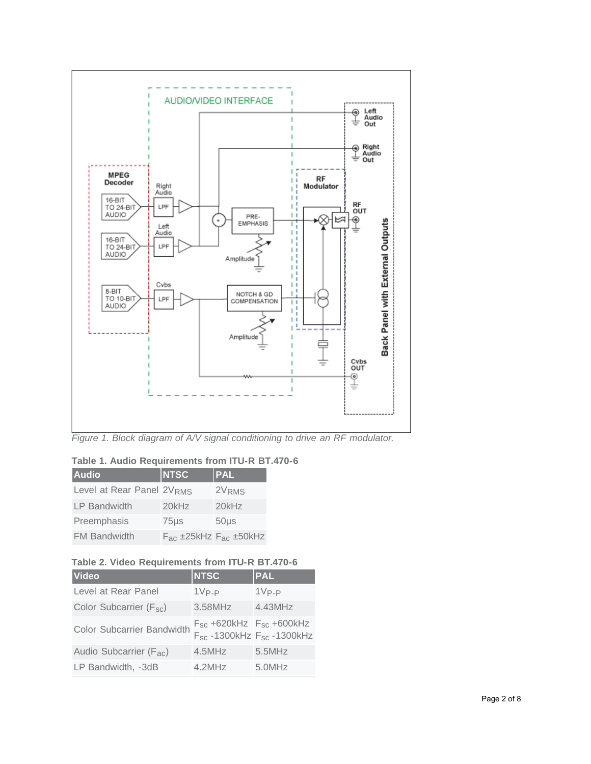*Figure 1. Block diagram of A/V signal conditioning to drive an RF modulator.*

**Table 1. Audio Requirements from ITU-R BT.470-6**

| Audio | NTSC | PAL |
|---|---|---|
| Level at Rear Panel | $2V_{RMS}$ | $2V_{RMS}$ |
| LP Bandwidth | 20kHz | 20kHz |
| Preemphasis | 75µs | 50µs |
| FM Bandwidth | $F_{ac}$ ±25kHz | $F_{ac}$ ±50kHz |

**Table 2. Video Requirements from ITU-R BT.470-6**

| Video | NTSC | PAL |
|---|---|---|
| Level at Rear Panel | $1V_{P-P}$ | $1V_{P-P}$ |
| Color Subcarrier ($F_{SC}$) | 3.58MHz | 4.43MHz |
| Color Subcarrier Bandwidth | $F_{SC}$ +620kHz<br>$F_{SC}$ -1300kHz | $F_{SC}$ +600kHz<br>$F_{SC}$ -1300kHz |
| Audio Subcarrier ($F_{ac}$) | 4.5MHz | 5.5MHz |
| LP Bandwidth, -3dB | 4.2MHz | 5.0MHz |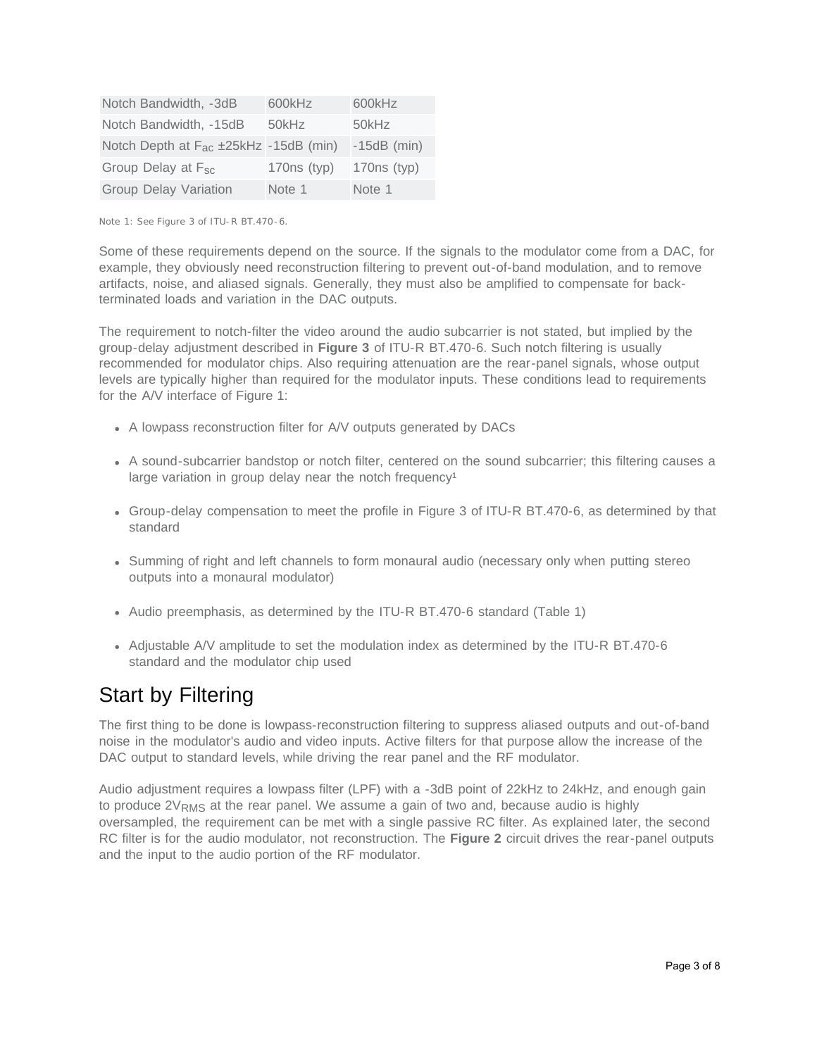| | | |
|---|---|---|
| Notch Bandwidth, -3dB | 600kHz | 600kHz |
| Notch Bandwidth, -15dB | 50kHz | 50kHz |
| Notch Depth at $F_{ac}$ ±25kHz | -15dB (min) | -15dB (min) |
| Group Delay at $F_{SC}$ | 170ns (typ) | 170ns (typ) |
| Group Delay Variation | Note 1 | Note 1 |

Note 1: See Figure 3 of ITU-R BT.470-6.

Some of these requirements depend on the source. If the signals to the modulator come from a DAC, for example, they obviously need reconstruction filtering to prevent out-of-band modulation, and to remove artifacts, noise, and aliased signals. Generally, they must also be amplified to compensate for back-terminated loads and variation in the DAC outputs.

The requirement to notch-filter the video around the audio subcarrier is not stated, but implied by the group-delay adjustment described in **Figure 3** of ITU-R BT.470-6. Such notch filtering is usually recommended for modulator chips. Also requiring attenuation are the rear-panel signals, whose output levels are typically higher than required for the modulator inputs. These conditions lead to requirements for the A/V interface of Figure 1:

- A lowpass reconstruction filter for A/V outputs generated by DACs
- A sound-subcarrier bandstop or notch filter, centered on the sound subcarrier; this filtering causes a large variation in group delay near the notch frequency[1]
- Group-delay compensation to meet the profile in Figure 3 of ITU-R BT.470-6, as determined by that standard
- Summing of right and left channels to form monaural audio (necessary only when putting stereo outputs into a monaural modulator)
- Audio preemphasis, as determined by the ITU-R BT.470-6 standard (Table 1)
- Adjustable A/V amplitude to set the modulation index as determined by the ITU-R BT.470-6 standard and the modulator chip used

## Start by Filtering

The first thing to be done is lowpass-reconstruction filtering to suppress aliased outputs and out-of-band noise in the modulator's audio and video inputs. Active filters for that purpose allow the increase of the DAC output to standard levels, while driving the rear panel and the RF modulator.

Audio adjustment requires a lowpass filter (LPF) with a -3dB point of 22kHz to 24kHz, and enough gain to produce $2V_{RMS}$ at the rear panel. We assume a gain of two and, because audio is highly oversampled, the requirement can be met with a single passive RC filter. As explained later, the second RC filter is for the audio modulator, not reconstruction. The **Figure 2** circuit drives the rear-panel outputs and the input to the audio portion of the RF modulator.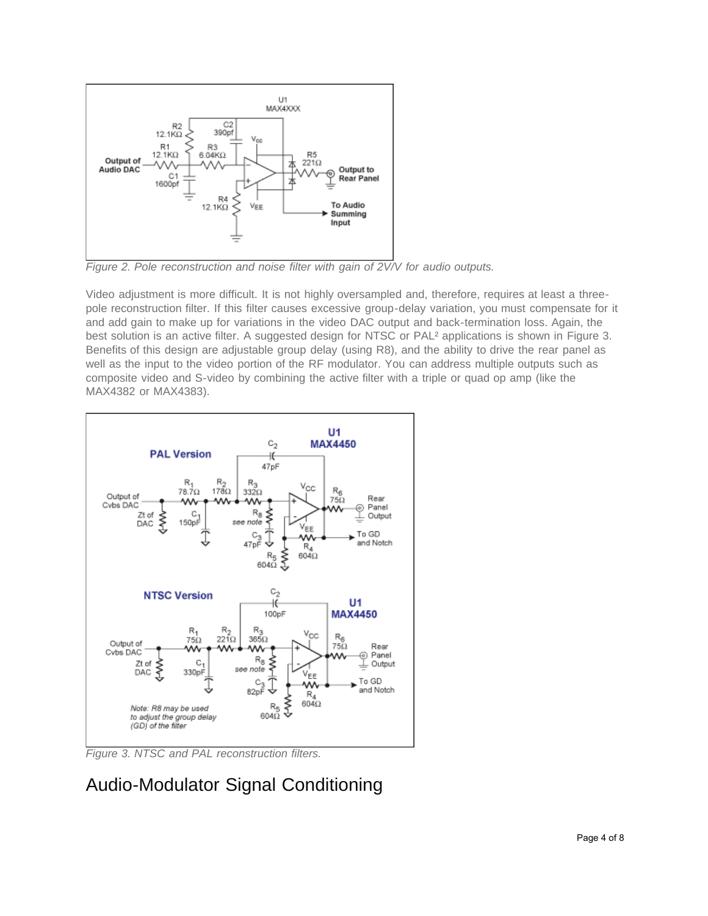Figure 2. Pole reconstruction and noise filter with gain of 2V/V for audio outputs.

Video adjustment is more difficult. It is not highly oversampled and, therefore, requires at least a three-pole reconstruction filter. If this filter causes excessive group-delay variation, you must compensate for it and add gain to make up for variations in the video DAC output and back-termination loss. Again, the best solution is an active filter. A suggested design for NTSC or PAL[2] applications is shown in Figure 3. Benefits of this design are adjustable group delay (using R8), and the ability to drive the rear panel as well as the input to the video portion of the RF modulator. You can address multiple outputs such as composite video and S-video by combining the active filter with a triple or quad op amp (like the MAX4382 or MAX4383).

Figure 3. NTSC and PAL reconstruction filters.

## Audio-Modulator Signal Conditioning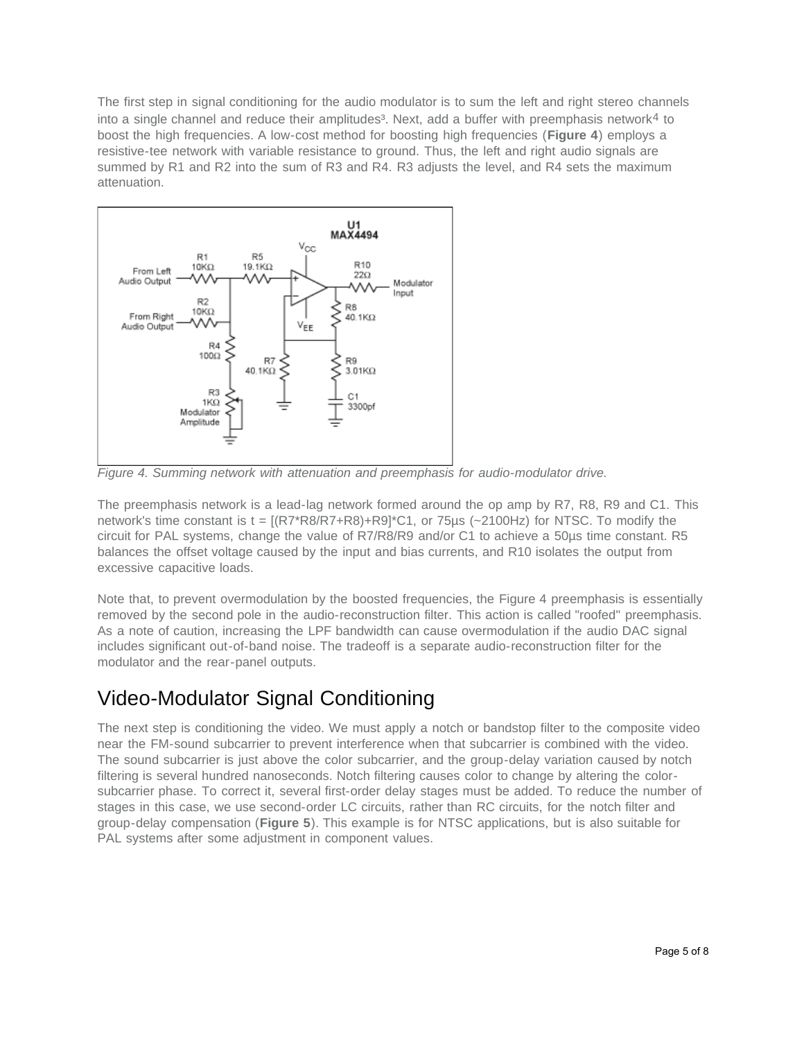The first step in signal conditioning for the audio modulator is to sum the left and right stereo channels into a single channel and reduce their amplitudes[3]. Next, add a buffer with preemphasis network[4] to boost the high frequencies. A low-cost method for boosting high frequencies (**Figure 4**) employs a resistive-tee network with variable resistance to ground. Thus, the left and right audio signals are summed by R1 and R2 into the sum of R3 and R4. R3 adjusts the level, and R4 sets the maximum attenuation.

*Figure 4. Summing network with attenuation and preemphasis for audio-modulator drive.*

The preemphasis network is a lead-lag network formed around the op amp by R7, R8, R9 and C1. This network's time constant is t = [(R7*R8/R7+R8)+R9]*C1, or 75µs (~2100Hz) for NTSC. To modify the circuit for PAL systems, change the value of R7/R8/R9 and/or C1 to achieve a 50µs time constant. R5 balances the offset voltage caused by the input and bias currents, and R10 isolates the output from excessive capacitive loads.

Note that, to prevent overmodulation by the boosted frequencies, the Figure 4 preemphasis is essentially removed by the second pole in the audio-reconstruction filter. This action is called "roofed" preemphasis. As a note of caution, increasing the LPF bandwidth can cause overmodulation if the audio DAC signal includes significant out-of-band noise. The tradeoff is a separate audio-reconstruction filter for the modulator and the rear-panel outputs.

## Video-Modulator Signal Conditioning

The next step is conditioning the video. We must apply a notch or bandstop filter to the composite video near the FM-sound subcarrier to prevent interference when that subcarrier is combined with the video. The sound subcarrier is just above the color subcarrier, and the group-delay variation caused by notch filtering is several hundred nanoseconds. Notch filtering causes color to change by altering the color-subcarrier phase. To correct it, several first-order delay stages must be added. To reduce the number of stages in this case, we use second-order LC circuits, rather than RC circuits, for the notch filter and group-delay compensation (**Figure 5**). This example is for NTSC applications, but is also suitable for PAL systems after some adjustment in component values.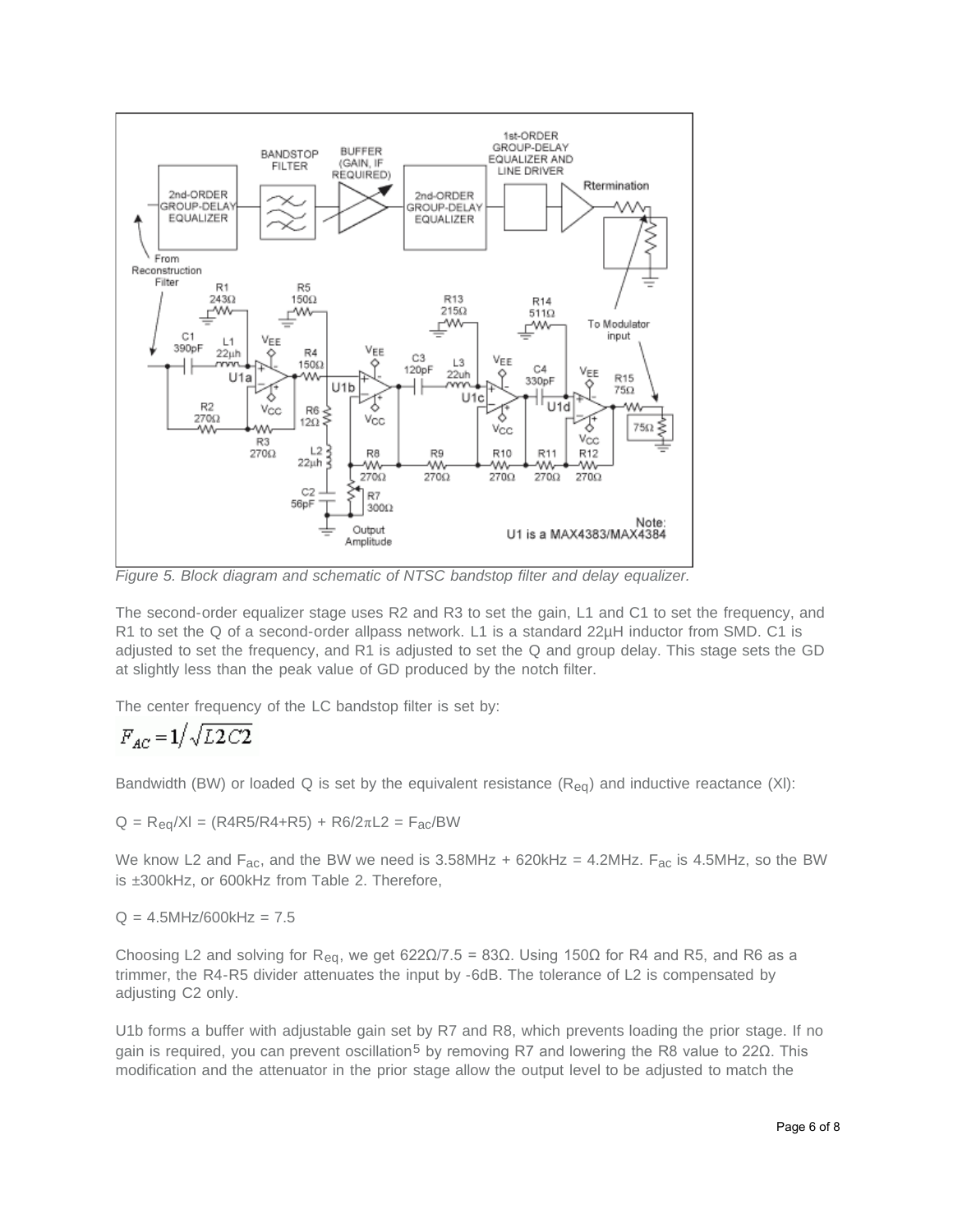Figure 5. Block diagram and schematic of NTSC bandstop filter and delay equalizer.

The second-order equalizer stage uses R2 and R3 to set the gain, L1 and C1 to set the frequency, and R1 to set the Q of a second-order allpass network. L1 is a standard 22µH inductor from SMD. C1 is adjusted to set the frequency, and R1 is adjusted to set the Q and group delay. This stage sets the GD at slightly less than the peak value of GD produced by the notch filter.

The center frequency of the LC bandstop filter is set by:

$$F_{AC} = 1/\sqrt{L2C2}$$

Bandwidth (BW) or loaded Q is set by the equivalent resistance ($R_{eq}$) and inductive reactance (Xl):

$Q = R_{eq}/Xl = (R4R5/R4+R5) + R6/2\pi L2 = F_{ac}/BW$

We know L2 and $F_{ac}$, and the BW we need is 3.58MHz + 620kHz = 4.2MHz. $F_{ac}$ is 4.5MHz, so the BW is ±300kHz, or 600kHz from Table 2. Therefore,

$Q = 4.5\text{MHz}/600\text{kHz} = 7.5$

Choosing L2 and solving for $R_{eq}$, we get 622Ω/7.5 = 83Ω. Using 150Ω for R4 and R5, and R6 as a trimmer, the R4-R5 divider attenuates the input by -6dB. The tolerance of L2 is compensated by adjusting C2 only.

U1b forms a buffer with adjustable gain set by R7 and R8, which prevents loading the prior stage. If no gain is required, you can prevent oscillation[5] by removing R7 and lowering the R8 value to 22Ω. This modification and the attenuator in the prior stage allow the output level to be adjusted to match the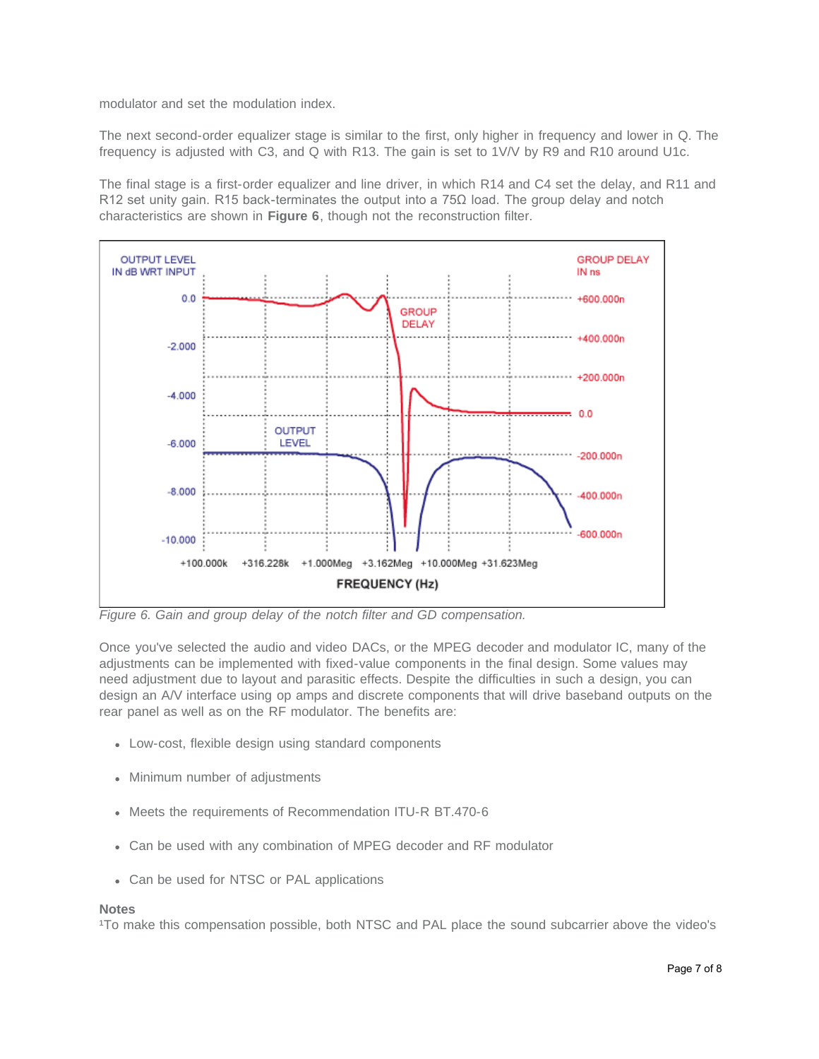modulator and set the modulation index.

The next second-order equalizer stage is similar to the first, only higher in frequency and lower in Q. The frequency is adjusted with C3, and Q with R13. The gain is set to 1V/V by R9 and R10 around U1c.

The final stage is a first-order equalizer and line driver, in which R14 and C4 set the delay, and R11 and R12 set unity gain. R15 back-terminates the output into a 75Ω load. The group delay and notch characteristics are shown in **Figure 6**, though not the reconstruction filter.

*Figure 6. Gain and group delay of the notch filter and GD compensation.*

Once you've selected the audio and video DACs, or the MPEG decoder and modulator IC, many of the adjustments can be implemented with fixed-value components in the final design. Some values may need adjustment due to layout and parasitic effects. Despite the difficulties in such a design, you can design an A/V interface using op amps and discrete components that will drive baseband outputs on the rear panel as well as on the RF modulator. The benefits are:

- Low-cost, flexible design using standard components
- Minimum number of adjustments
- Meets the requirements of Recommendation ITU-R BT.470-6
- Can be used with any combination of MPEG decoder and RF modulator
- Can be used for NTSC or PAL applications

**Notes**

[1]To make this compensation possible, both NTSC and PAL place the sound subcarrier above the video's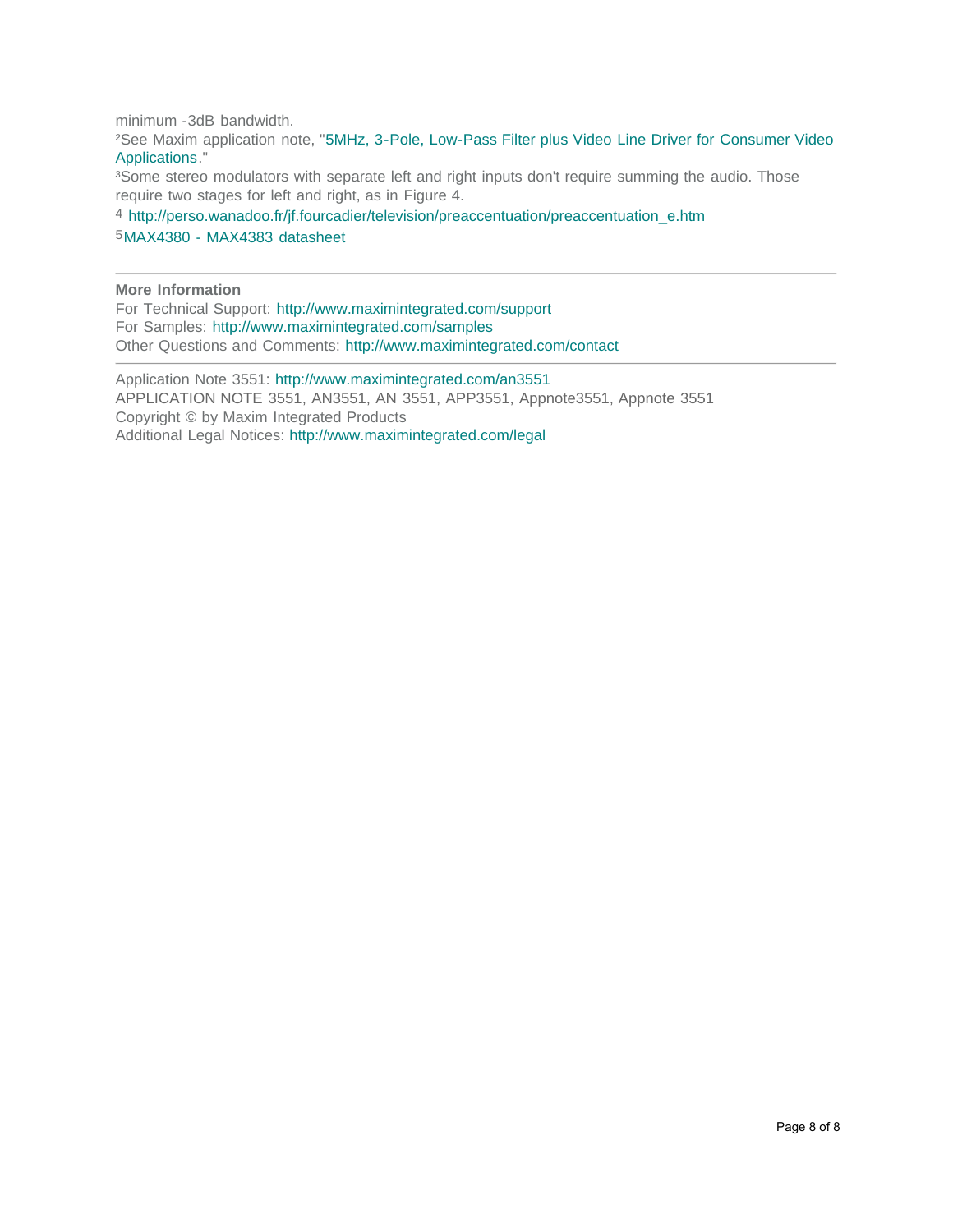minimum -3dB bandwidth.

[2]See Maxim application note, "5MHz, 3-Pole, Low-Pass Filter plus Video Line Driver for Consumer Video Applications."

[3]Some stereo modulators with separate left and right inputs don't require summing the audio. Those require two stages for left and right, as in Figure 4.

[4] http://perso.wanadoo.fr/jf.fourcadier/television/preaccentuation/preaccentuation_e.htm

[5]MAX4380 - MAX4383 datasheet

---

**More Information**

For Technical Support: http://www.maximintegrated.com/support
For Samples: http://www.maximintegrated.com/samples
Other Questions and Comments: http://www.maximintegrated.com/contact

---

Application Note 3551: http://www.maximintegrated.com/an3551
APPLICATION NOTE 3551, AN3551, AN 3551, APP3551, Appnote3551, Appnote 3551
Copyright © by Maxim Integrated Products
Additional Legal Notices: http://www.maximintegrated.com/legal